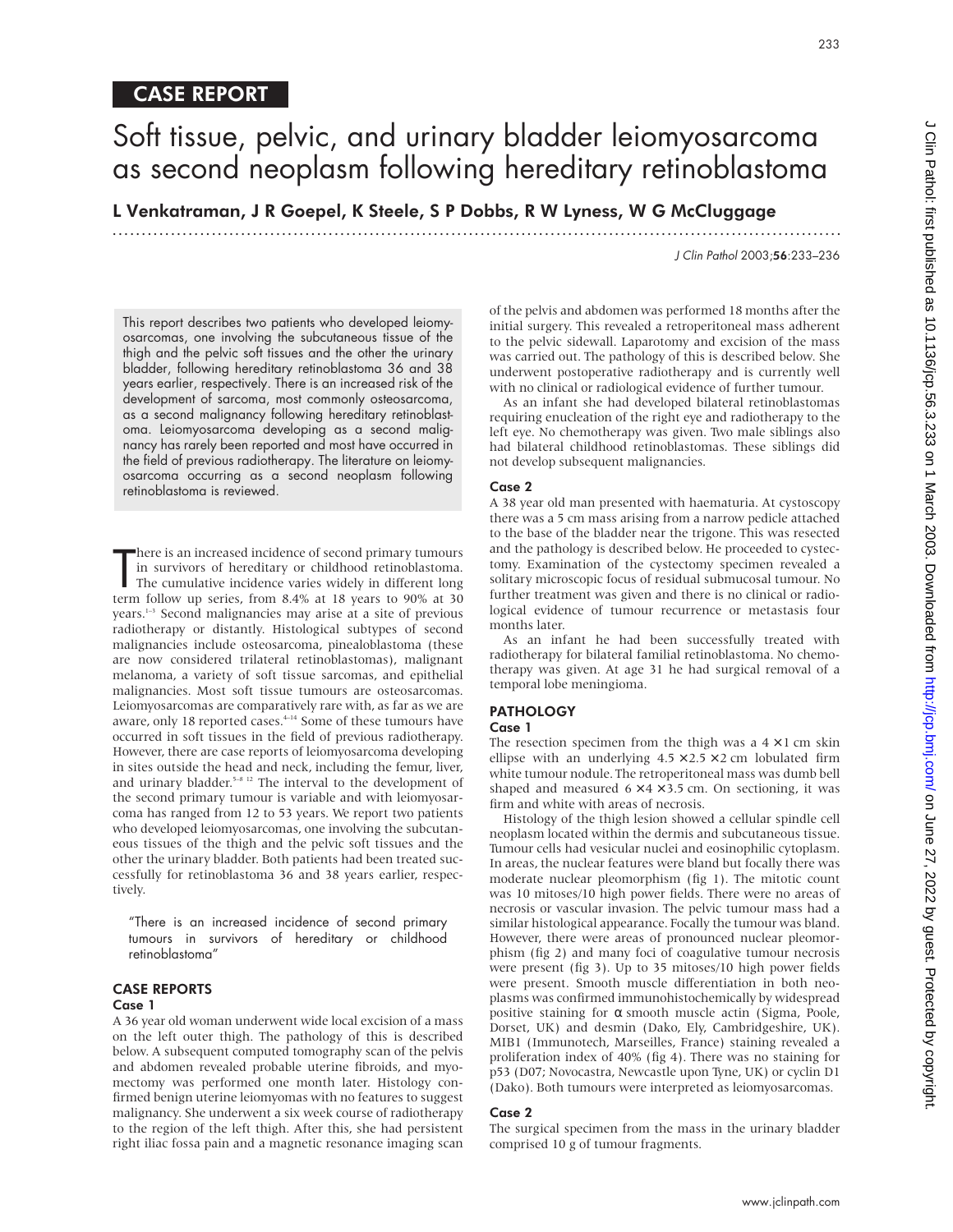## CASE REPORT

# Soft tissue, pelvic, and urinary bladder leiomyosarcoma as second neoplasm following hereditary retinoblastoma

**L Venkatraman, J R Goepel, K Steele, S P Dobbs, R W Lyness, W G McCluggage**

This report describes two patients who developed leiomyosarcomas, one involving the subcutaneous tissue of the thigh and the pelvic soft tissues and the other the urinary bladder, following hereditary retinoblastoma 36 and 38 years earlier, respectively. There is an increased risk of the development of sarcoma, most commonly osteosarcoma, as a second malignancy following hereditary retinoblastoma. Leiomyosarcoma developing as a second malignancy has rarely been reported and most have occurred in the field of previous radiotherapy. The literature on leiomyosarcoma occurring as a second neoplasm following retinoblastoma is reviewed.

There is an increased incidence of second primary tumours in survivors of hereditary or childhood retinoblastoma. The cumulative incidence varies widely in different long term follow up series, from 8.4% at 18 years to 90% at 30 years.[1–3] Second malignancies may arise at a site of previous radiotherapy or distantly. Histological subtypes of second malignancies include osteosarcoma, pinealoblastoma (these are now considered trilateral retinoblastomas), malignant melanoma, a variety of soft tissue sarcomas, and epithelial malignancies. Most soft tissue tumours are osteosarcomas. Leiomyosarcomas are comparatively rare with, as far as we are aware, only 18 reported cases.[4–14] Some of these tumours have occurred in soft tissues in the field of previous radiotherapy. However, there are case reports of leiomyosarcoma developing in sites outside the head and neck, including the femur, liver, and urinary bladder.[5–8 12] The interval to the development of the second primary tumour is variable and with leiomyosarcoma has ranged from 12 to 53 years. We report two patients who developed leiomyosarcomas, one involving the subcutaneous tissues of the thigh and the pelvic soft tissues and the other the urinary bladder. Both patients had been treated successfully for retinoblastoma 36 and 38 years earlier, respectively.

> "There is an increased incidence of second primary tumours in survivors of hereditary or childhood retinoblastoma"

## CASE REPORTS

### Case 1

A 36 year old woman underwent wide local excision of a mass on the left outer thigh. The pathology of this is described below. A subsequent computed tomography scan of the pelvis and abdomen revealed probable uterine fibroids, and myomectomy was performed one month later. Histology confirmed benign uterine leiomyomas with no features to suggest malignancy. She underwent a six week course of radiotherapy to the region of the left thigh. After this, she had persistent right iliac fossa pain and a magnetic resonance imaging scan of the pelvis and abdomen was performed 18 months after the initial surgery. This revealed a retroperitoneal mass adherent to the pelvic sidewall. Laparotomy and excision of the mass was carried out. The pathology of this is described below. She underwent postoperative radiotherapy and is currently well with no clinical or radiological evidence of further tumour.

As an infant she had developed bilateral retinoblastomas requiring enucleation of the right eye and radiotherapy to the left eye. No chemotherapy was given. Two male siblings also had bilateral childhood retinoblastomas. These siblings did not develop subsequent malignancies.

### Case 2

A 38 year old man presented with haematuria. At cystoscopy there was a 5 cm mass arising from a narrow pedicle attached to the base of the bladder near the trigone. This was resected and the pathology is described below. He proceeded to cystectomy. Examination of the cystectomy specimen revealed a solitary microscopic focus of residual submucosal tumour. No further treatment was given and there is no clinical or radiological evidence of tumour recurrence or metastasis four months later.

As an infant he had been successfully treated with radiotherapy for bilateral familial retinoblastoma. No chemotherapy was given. At age 31 he had surgical removal of a temporal lobe meningioma.

## PATHOLOGY

### Case 1

The resection specimen from the thigh was a $4 \times 1$ cm skin ellipse with an underlying $4.5 \times 2.5 \times 2$ cm lobulated firm white tumour nodule. The retroperitoneal mass was dumb bell shaped and measured $6 \times 4 \times 3.5$ cm. On sectioning, it was firm and white with areas of necrosis.

Histology of the thigh lesion showed a cellular spindle cell neoplasm located within the dermis and subcutaneous tissue. Tumour cells had vesicular nuclei and eosinophilic cytoplasm. In areas, the nuclear features were bland but focally there was moderate nuclear pleomorphism (fig 1). The mitotic count was 10 mitoses/10 high power fields. There were no areas of necrosis or vascular invasion. The pelvic tumour mass had a similar histological appearance. Focally the tumour was bland. However, there were areas of pronounced nuclear pleomorphism (fig 2) and many foci of coagulative tumour necrosis were present (fig 3). Up to 35 mitoses/10 high power fields were present. Smooth muscle differentiation in both neoplasms was confirmed immunohistochemically by widespread positive staining for α smooth muscle actin (Sigma, Poole, Dorset, UK) and desmin (Dako, Ely, Cambridgeshire, UK). MIB1 (Immunotech, Marseilles, France) staining revealed a proliferation index of 40% (fig 4). There was no staining for p53 (D07; Novocastra, Newcastle upon Tyne, UK) or cyclin D1 (Dako). Both tumours were interpreted as leiomyosarcomas.

### Case 2

The surgical specimen from the mass in the urinary bladder comprised 10 g of tumour fragments.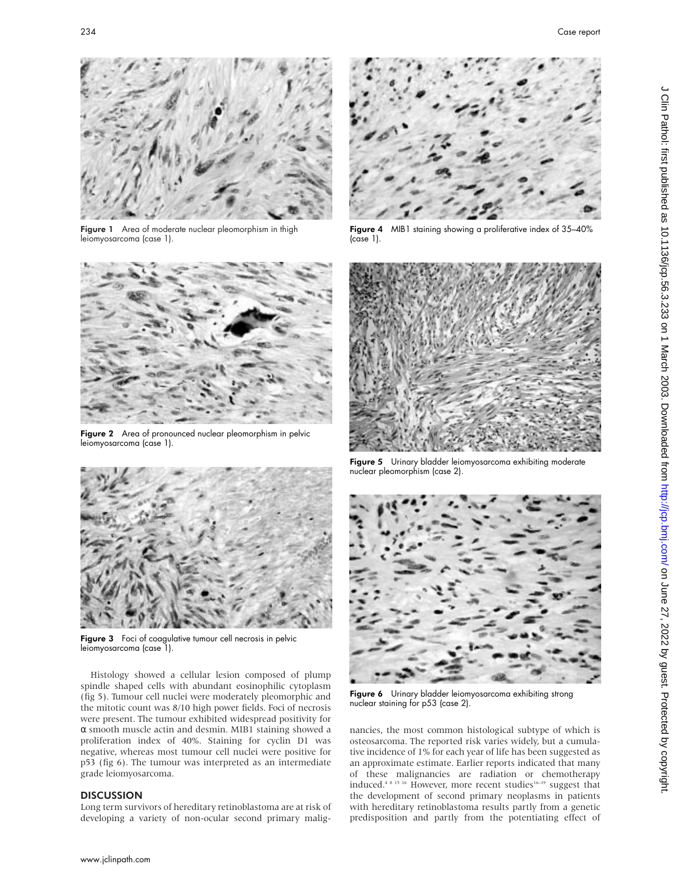Figure 1 Area of moderate nuclear pleomorphism in thigh leiomyosarcoma (case 1).

Figure 2 Area of pronounced nuclear pleomorphism in pelvic leiomyosarcoma (case 1).

Figure 3 Foci of coagulative tumour cell necrosis in pelvic leiomyosarcoma (case 1).

Figure 4 MIB1 staining showing a proliferative index of 35–40% (case 1).

Figure 5 Urinary bladder leiomyosarcoma exhibiting moderate nuclear pleomorphism (case 2).

Figure 6 Urinary bladder leiomyosarcoma exhibiting strong nuclear staining for p53 (case 2).

Histology showed a cellular lesion composed of plump spindle shaped cells with abundant eosinophilic cytoplasm (fig 5). Tumour cell nuclei were moderately pleomorphic and the mitotic count was 8/10 high power fields. Foci of necrosis were present. The tumour exhibited widespread positivity for α smooth muscle actin and desmin. MIB1 staining showed a proliferation index of 40%. Staining for cyclin D1 was negative, whereas most tumour cell nuclei were positive for p53 (fig 6). The tumour was interpreted as an intermediate grade leiomyosarcoma.

## DISCUSSION

Long term survivors of hereditary retinoblastoma are at risk of developing a variety of non-ocular second primary malignancies, the most common histological subtype of which is osteosarcoma. The reported risk varies widely, but a cumulative incidence of 1% for each year of life has been suggested as an approximate estimate. Earlier reports indicated that many of these malignancies are radiation or chemotherapy induced.[4 8 15 16] However, more recent studies[16–19] suggest that the development of second primary neoplasms in patients with hereditary retinoblastoma results partly from a genetic predisposition and partly from the potentiating effect of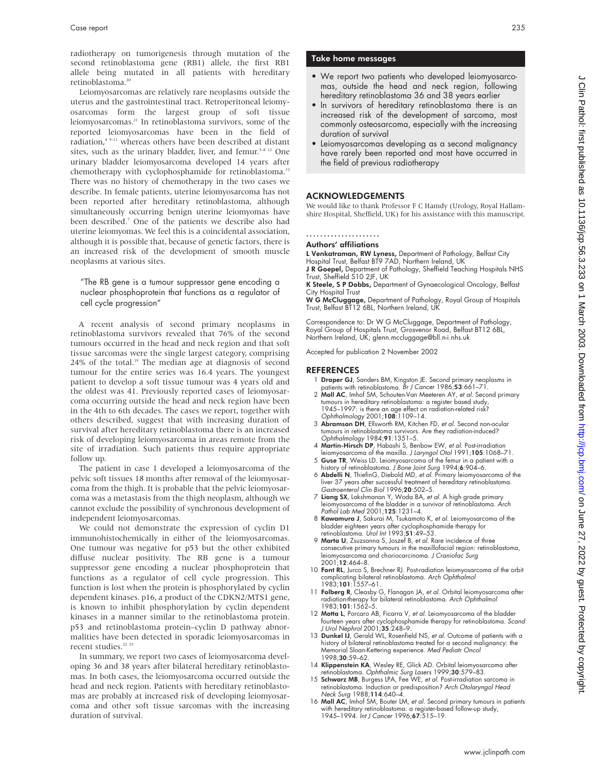radiotherapy on tumorigenesis through mutation of the second retinoblastoma gene (RB1) allele, the first RB1 allele being mutated in all patients with hereditary retinoblastoma.[20]

Leiomyosarcomas are relatively rare neoplasms outside the uterus and the gastrointestinal tract. Retroperitoneal leiomyosarcomas form the largest group of soft tissue leiomyosarcomas.[21] In retinoblastoma survivors, some of the reported leiomyosarcomas have been in the field of radiation,[4 9–11] whereas others have been described at distant sites, such as the urinary bladder, liver, and femur.[5–8 12] One urinary bladder leiomyosarcoma developed 14 years after chemotherapy with cyclophosphamide for retinoblastoma.[12] There was no history of chemotherapy in the two cases we describe. In female patients, uterine leiomyosarcoma has not been reported after hereditary retinoblastoma, although simultaneously occurring benign uterine leiomyomas have been described.[7] One of the patients we describe also had uterine leiomyomas. We feel this is a coincidental association, although it is possible that, because of genetic factors, there is an increased risk of the development of smooth muscle neoplasms at various sites.

> "The RB gene is a tumour suppressor gene encoding a nuclear phosphoprotein that functions as a regulator of cell cycle progression"

A recent analysis of second primary neoplasms in retinoblastoma survivors revealed that 76% of the second tumours occurred in the head and neck region and that soft tissue sarcomas were the single largest category, comprising 24% of the total.[19] The median age at diagnosis of second tumour for the entire series was 16.4 years. The youngest patient to develop a soft tissue tumour was 4 years old and the oldest was 41. Previously reported cases of leiomyosarcoma occurring outside the head and neck region have been in the 4th to 6th decades. The cases we report, together with others described, suggest that with increasing duration of survival after hereditary retinoblastoma there is an increased risk of developing leiomyosarcoma in areas remote from the site of irradiation. Such patients thus require appropriate follow up.

The patient in case 1 developed a leiomyosarcoma of the pelvic soft tissues 18 months after removal of the leiomyosarcoma from the thigh. It is probable that the pelvic leiomyosarcoma was a metastasis from the thigh neoplasm, although we cannot exclude the possibility of synchronous development of independent leiomyosarcomas.

We could not demonstrate the expression of cyclin D1 immunohistochemically in either of the leiomyosarcomas. One tumour was negative for p53 but the other exhibited diffuse nuclear positivity. The RB gene is a tumour suppressor gene encoding a nuclear phosphoprotein that functions as a regulator of cell cycle progression. This function is lost when the protein is phosphorylated by cyclin dependent kinases. p16, a product of the CDKN2/MTS1 gene, is known to inhibit phosphorylation by cyclin dependent kinases in a manner similar to the retinoblastoma protein. p53 and retinoblastoma protein–cyclin D pathway abnormalities have been detected in sporadic leiomyosarcomas in recent studies.[22 23]

In summary, we report two cases of leiomyosarcoma developing 36 and 38 years after bilateral hereditary retinoblastomas. In both cases, the leiomyosarcoma occurred outside the head and neck region. Patients with hereditary retinoblastomas are probably at increased risk of developing leiomyosarcoma and other soft tissue sarcomas with the increasing duration of survival.

## Take home messages

- We report two patients who developed leiomyosarcomas, outside the head and neck region, following hereditary retinoblastoma 36 and 38 years earlier
- In survivors of hereditary retinoblastoma there is an increased risk of the development of sarcoma, most commonly osteosarcoma, especially with the increasing duration of survival
- Leiomyosarcomas developing as a second malignancy have rarely been reported and most have occurred in the field of previous radiotherapy

## ACKNOWLEDGEMENTS

We would like to thank Professor F C Hamdy (Urology, Royal Hallamshire Hospital, Sheffield, UK) for his assistance with this manuscript.

### Authors' affiliations

**L Venkatraman, RW Lyness,** Department of Pathology, Belfast City Hospital Trust, Belfast BT9 7AD, Northern Ireland, UK
**J R Goepel,** Department of Pathology, Sheffield Teaching Hospitals NHS Trust, Sheffield S10 2JF, UK
**K Steele, S P Dobbs,** Department of Gynaecological Oncology, Belfast City Hospital Trust
**W G McCluggage,** Department of Pathology, Royal Group of Hospitals Trust, Belfast BT12 6BL, Northern Ireland, UK

Correspondence to: Dr W G McCluggage, Department of Pathology, Royal Group of Hospitals Trust, Grosvenor Road, Belfast BT12 6BL, Northern Ireland, UK; glenn.mccluggage@bll.n-i.nhs.uk

Accepted for publication 2 November 2002

## REFERENCES

1. **Draper GJ**, Sanders BM, Kingston JE. Second primary neoplasms in patients with retinoblastoma. *Br J Cancer* 1986;**53**:661–71.
2. **Moll AC**, Imhof SM, Schouten-Van Meeteren AY, *et al*. Second primary tumours in hereditary retinoblastoma: a register based study, 1945–1997: is there an age effect on radiation-related risk? *Ophthalmology* 2001;**108**:1109–14.
3. **Abramson DH**, Ellsworth RM, Kitchen FD, *et al*. Second non-ocular tumours in retinoblastoma survivors. Are they radiation-induced? *Ophthalmology* 1984;**91**:1351–5.
4. **Martin-Hirsch DP**, Habashi S, Benbow EW, *et al*. Post-irradiation leiomyosarcoma of the maxilla. *J Laryngol Otol* 1991;**105**:1068–71.
5. **Guse TR**, Weiss LD. Leiomyosarcoma of the femur in a patient with a history of retinoblastoma. *J Bone Joint Surg* 1994;**6**:904–6.
6. **Abdelli N**, ThiefinG, Diebold MD, *et al*. Primary leiomyosarcoma of the liver 37 years after successful treatment of hereditary retinoblastoma. *Gastroenterol Clin Biol* 1996;**20**:502–5.
7. **Liang SX**, Lakshmanan Y, Woda BA, *et al*. A high grade primary leiomyosarcoma of the bladder in a survivor of retinoblastoma. *Arch Pathol Lab Med* 2001;**125**:1231–4.
8. **Kawamura J**, Sakurai M, Tsukamoto K, *et al*. Leiomyosarcoma of the bladder eighteen years after cyclophosphamide therapy for retinoblastoma. *Urol Int* 1993;**51**:49–53.
9. **Marta U**, Zsuzsanna S, Joszef B, *et al*. Rare incidence of three consecutive primary tumours in the maxillofacial region: retinoblastoma, leiomyosarcoma and choriocarcinoma. *J Craniofac Surg* 2001;**12**:464–8.
10. **Font RL**, Jurco S, Brechner RJ. Post-radiation leiomyosarcoma of the orbit complicating bilateral retinoblastoma. *Arch Ophthalmol* 1983;**101**:1557–61.
11. **Folberg R**, Cleasby G, Flanagan JA, *et al*. Orbital leiomyosarcoma after radiation-therapy for bilateral retinoblastoma. *Arch Ophthalmol* 1983;**101**:1562–5.
12. **Motta L**, Porcaro AB, Ficarra V, *et al*. Leiomyosarcoma of the bladder fourteen years after cyclophosphamide therapy for retinoblastoma. *Scand J Urol Nephrol* 2001;**35**:248–9.
13. **Dunkel IJ**, Gerald WL, Rosenfield NS, *et al*. Outcome of patients with a history of bilateral retinoblastoma treated for a second malignancy: the Memorial Sloan-Kettering experience. *Med Pediatr Oncol* 1998;**30**:59–62.
14. **Klippenstein KA**, Wesley RE, Glick AD. Orbital leiomyosarcoma after retinoblastoma. *Ophthalmic Surg Lasers* 1999;**30**:579–83.
15. **Schwarz MB**, Burgess LPA, Fee WE, *et al*. Post-irradiation sarcoma in retinoblastoma. Induction or predisposition? *Arch Otolaryngol Head Neck Surg* 1988;**114**:640–4.
16. **Moll AC**, Imhof SM, Bouter LM, *et al*. Second primary tumours in patients with hereditary retinoblastoma: a register-based follow-up study, 1945–1994. *Int J Cancer* 1996;**67**:515–19.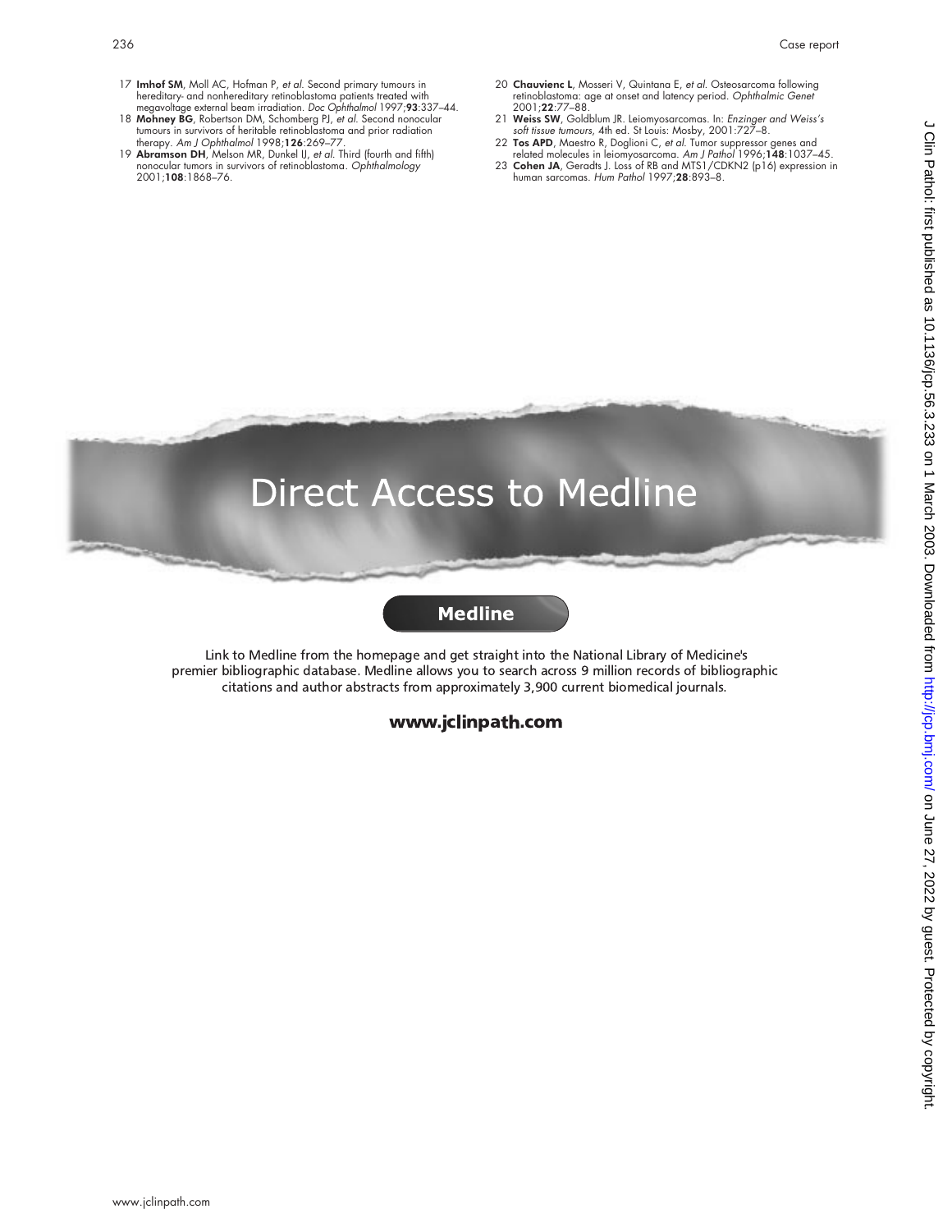17 **Imhof SM**, Moll AC, Hofman P, *et al*. Second primary tumours in hereditary- and nonhereditary retinoblastoma patients treated with megavoltage external beam irradiation. *Doc Ophthalmol* 1997;**93**:337–44.

18 **Mohney BG**, Robertson DM, Schomberg PJ, *et al*. Second nonocular tumours in survivors of heritable retinoblastoma and prior radiation therapy. *Am J Ophthalmol* 1998;**126**:269–77.

19 **Abramson DH**, Melson MR, Dunkel IJ, *et al*. Third (fourth and fifth) nonocular tumors in survivors of retinoblastoma. *Ophthalmology* 2001;**108**:1868–76.

20 **Chauvienc L**, Mosseri V, Quintana E, *et al*. Osteosarcoma following retinoblastoma: age at onset and latency period. *Ophthalmic Genet* 2001;**22**:77–88.

21 **Weiss SW**, Goldblum JR. Leiomyosarcomas. In: *Enzinger and Weiss's soft tissue tumours,* 4th ed. St Louis: Mosby, 2001:727–8.

22 **Tos APD**, Maestro R, Doglioni C, *et al*. Tumor suppressor genes and related molecules in leiomyosarcoma. *Am J Pathol* 1996;**148**:1037–45.

23 **Cohen JA**, Geradts J. Loss of RB and MTS1/CDKN2 (p16) expression in human sarcomas. *Hum Pathol* 1997;**28**:893–8.

# Direct Access to Medline

**Medline**

Link to Medline from the homepage and get straight into the National Library of Medicine's premier bibliographic database. Medline allows you to search across 9 million records of bibliographic citations and author abstracts from approximately 3,900 current biomedical journals.

**www.jclinpath.com**